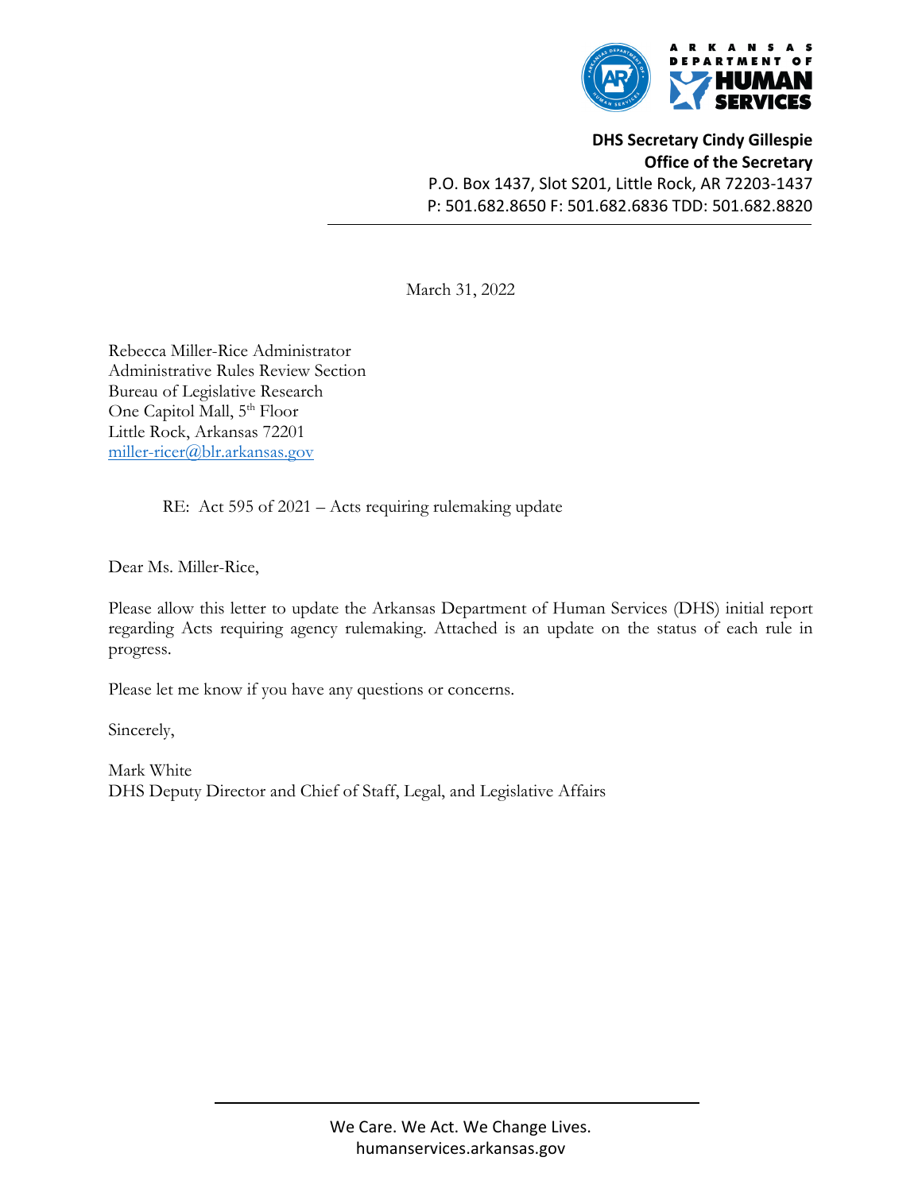**ARKANSAS DEPARTMENT OF HUMAN SERVICES**

**DHS Secretary Cindy Gillespie**
**Office of the Secretary**
P.O. Box 1437, Slot S201, Little Rock, AR 72203-1437
P: 501.682.8650 F: 501.682.6836 TDD: 501.682.8820

March 31, 2022

Rebecca Miller-Rice Administrator
Administrative Rules Review Section
Bureau of Legislative Research
One Capitol Mall, 5th Floor
Little Rock, Arkansas 72201
miller-ricer@blr.arkansas.gov

RE: Act 595 of 2021 – Acts requiring rulemaking update

Dear Ms. Miller-Rice,

Please allow this letter to update the Arkansas Department of Human Services (DHS) initial report regarding Acts requiring agency rulemaking. Attached is an update on the status of each rule in progress.

Please let me know if you have any questions or concerns.

Sincerely,

Mark White
DHS Deputy Director and Chief of Staff, Legal, and Legislative Affairs

We Care. We Act. We Change Lives.
humanservices.arkansas.gov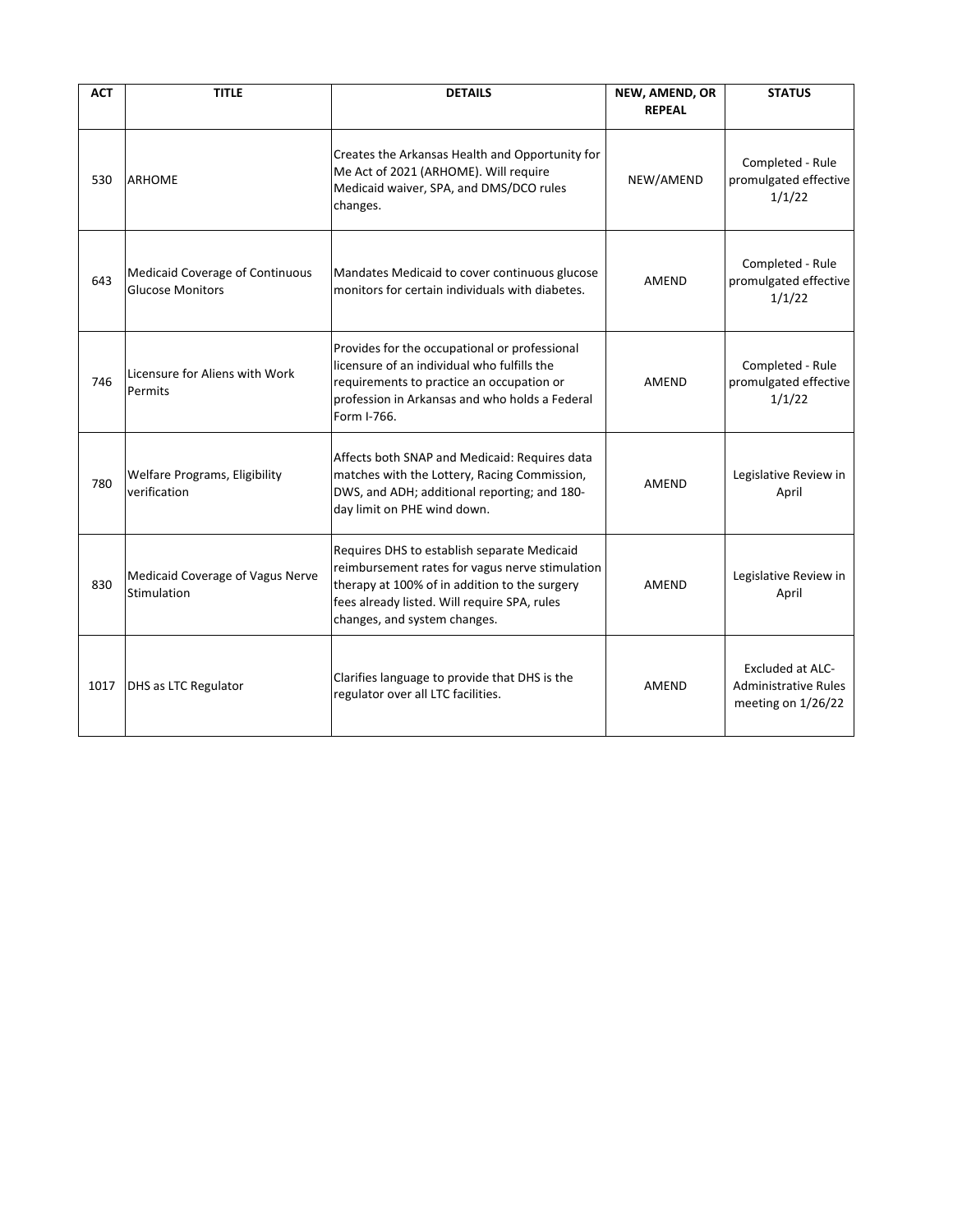| ACT | TITLE | DETAILS | NEW, AMEND, OR REPEAL | STATUS |
|---|---|---|---|---|
| 530 | ARHOME | Creates the Arkansas Health and Opportunity for Me Act of 2021 (ARHOME). Will require Medicaid waiver, SPA, and DMS/DCO rules changes. | NEW/AMEND | Completed - Rule promulgated effective 1/1/22 |
| 643 | Medicaid Coverage of Continuous Glucose Monitors | Mandates Medicaid to cover continuous glucose monitors for certain individuals with diabetes. | AMEND | Completed - Rule promulgated effective 1/1/22 |
| 746 | Licensure for Aliens with Work Permits | Provides for the occupational or professional licensure of an individual who fulfills the requirements to practice an occupation or profession in Arkansas and who holds a Federal Form I-766. | AMEND | Completed - Rule promulgated effective 1/1/22 |
| 780 | Welfare Programs, Eligibility verification | Affects both SNAP and Medicaid: Requires data matches with the Lottery, Racing Commission, DWS, and ADH; additional reporting; and 180-day limit on PHE wind down. | AMEND | Legislative Review in April |
| 830 | Medicaid Coverage of Vagus Nerve Stimulation | Requires DHS to establish separate Medicaid reimbursement rates for vagus nerve stimulation therapy at 100% of in addition to the surgery fees already listed. Will require SPA, rules changes, and system changes. | AMEND | Legislative Review in April |
| 1017 | DHS as LTC Regulator | Clarifies language to provide that DHS is the regulator over all LTC facilities. | AMEND | Excluded at ALC-Administrative Rules meeting on 1/26/22 |